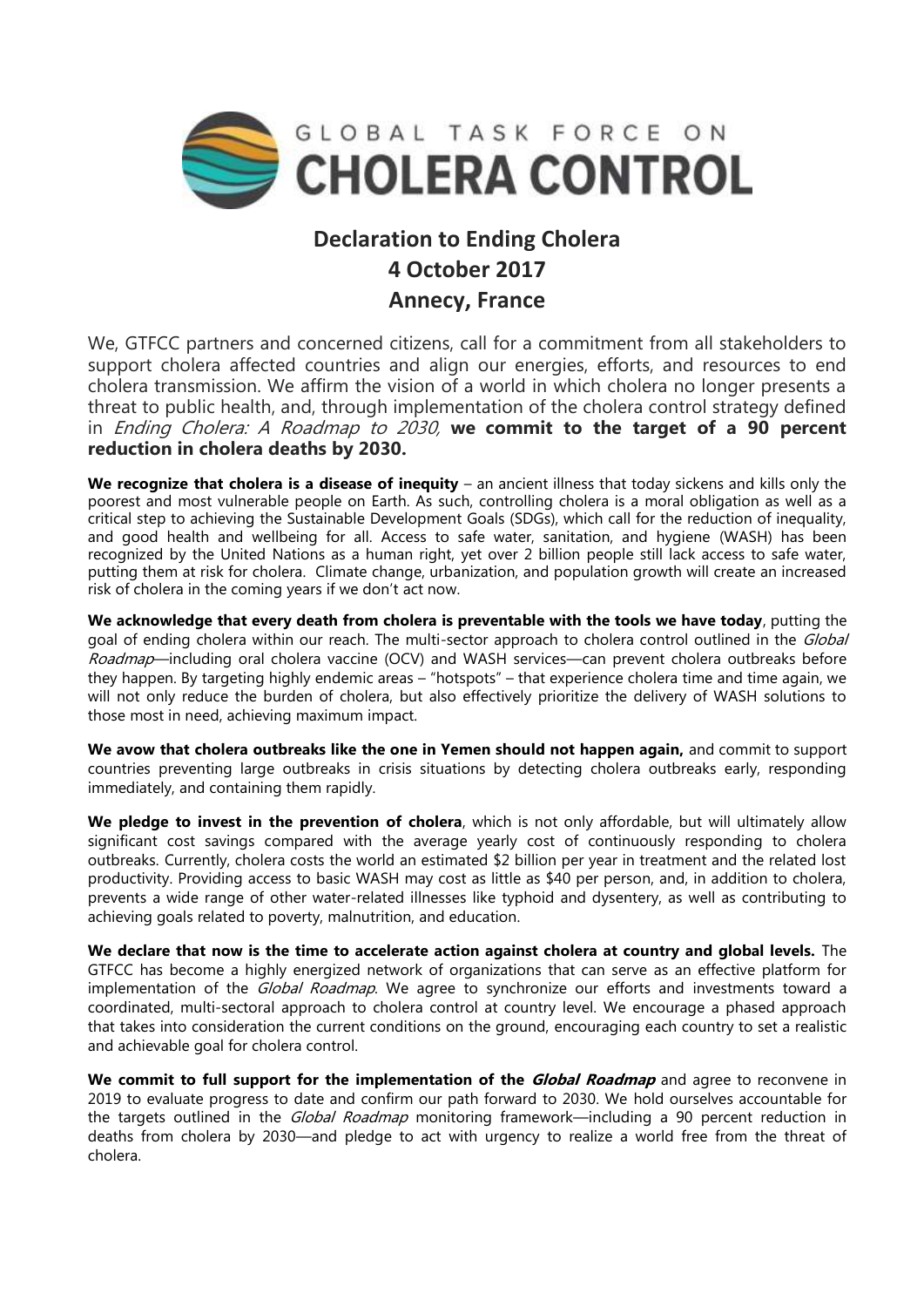GLOBAL TASK FORCE ON **CHOLERA CONTROL**

# Declaration to Ending Cholera
## 4 October 2017
## Annecy, France

We, GTFCC partners and concerned citizens, call for a commitment from all stakeholders to support cholera affected countries and align our energies, efforts, and resources to end cholera transmission. We affirm the vision of a world in which cholera no longer presents a threat to public health, and, through implementation of the cholera control strategy defined in *Ending Cholera: A Roadmap to 2030,* **we commit to the target of a 90 percent reduction in cholera deaths by 2030.**

**We recognize that cholera is a disease of inequity** – an ancient illness that today sickens and kills only the poorest and most vulnerable people on Earth. As such, controlling cholera is a moral obligation as well as a critical step to achieving the Sustainable Development Goals (SDGs), which call for the reduction of inequality, and good health and wellbeing for all. Access to safe water, sanitation, and hygiene (WASH) has been recognized by the United Nations as a human right, yet over 2 billion people still lack access to safe water, putting them at risk for cholera. Climate change, urbanization, and population growth will create an increased risk of cholera in the coming years if we don't act now.

**We acknowledge that every death from cholera is preventable with the tools we have today**, putting the goal of ending cholera within our reach. The multi-sector approach to cholera control outlined in the *Global Roadmap*—including oral cholera vaccine (OCV) and WASH services—can prevent cholera outbreaks before they happen. By targeting highly endemic areas – "hotspots" – that experience cholera time and time again, we will not only reduce the burden of cholera, but also effectively prioritize the delivery of WASH solutions to those most in need, achieving maximum impact.

**We avow that cholera outbreaks like the one in Yemen should not happen again,** and commit to support countries preventing large outbreaks in crisis situations by detecting cholera outbreaks early, responding immediately, and containing them rapidly.

**We pledge to invest in the prevention of cholera**, which is not only affordable, but will ultimately allow significant cost savings compared with the average yearly cost of continuously responding to cholera outbreaks. Currently, cholera costs the world an estimated $2 billion per year in treatment and the related lost productivity. Providing access to basic WASH may cost as little as $40 per person, and, in addition to cholera, prevents a wide range of other water-related illnesses like typhoid and dysentery, as well as contributing to achieving goals related to poverty, malnutrition, and education.

**We declare that now is the time to accelerate action against cholera at country and global levels.** The GTFCC has become a highly energized network of organizations that can serve as an effective platform for implementation of the *Global Roadmap*. We agree to synchronize our efforts and investments toward a coordinated, multi-sectoral approach to cholera control at country level. We encourage a phased approach that takes into consideration the current conditions on the ground, encouraging each country to set a realistic and achievable goal for cholera control.

**We commit to full support for the implementation of the *Global Roadmap*** and agree to reconvene in 2019 to evaluate progress to date and confirm our path forward to 2030. We hold ourselves accountable for the targets outlined in the *Global Roadmap* monitoring framework—including a 90 percent reduction in deaths from cholera by 2030—and pledge to act with urgency to realize a world free from the threat of cholera.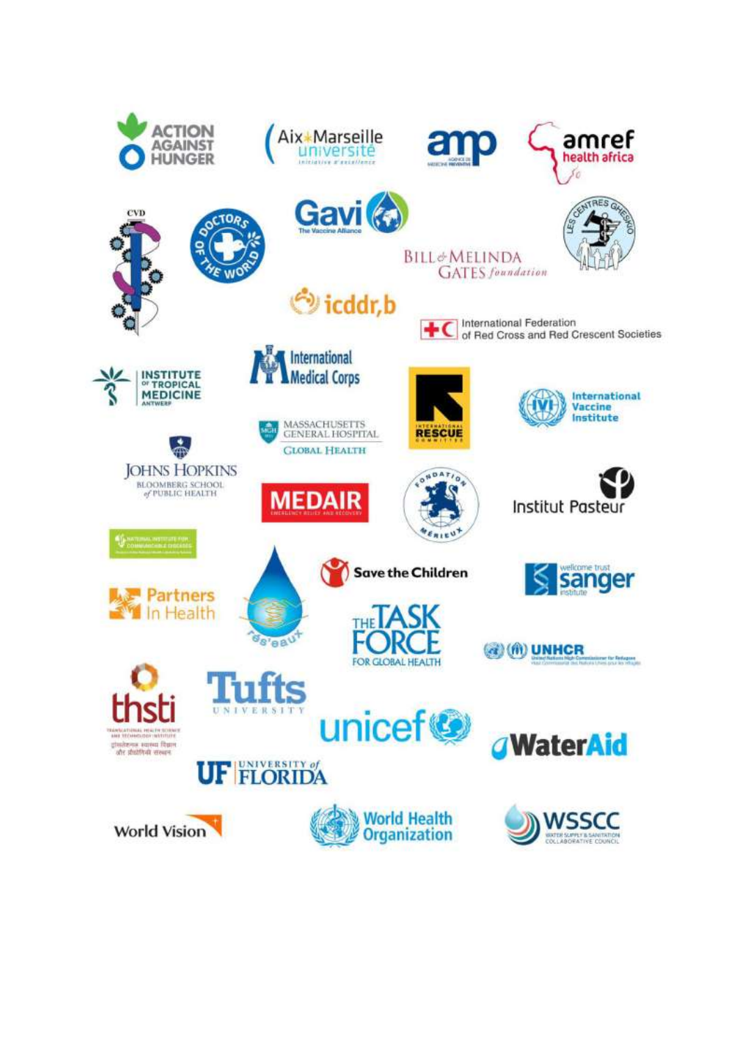ACTION AGAINST HUNGER

Aix*Marseille université
Initiative d'excellence

amp
AGENCE DE MÉDECINE PRÉVENTIVE

amref health africa

CVD

DOCTORS OF THE WORLD

Gavi
The Vaccine Alliance

LES CENTRES GHESKIO

BILL & MELINDA GATES foundation

icddr,b

International Federation of Red Cross and Red Crescent Societies

INSTITUTE OF TROPICAL MEDICINE ANTWERP

International Medical Corps

INTERNATIONAL RESCUE COMMITTEE

IVI International Vaccine Institute

MASSACHUSETTS GENERAL HOSPITAL
GLOBAL HEALTH

JOHNS HOPKINS
BLOOMBERG SCHOOL of PUBLIC HEALTH

MEDAIR
EMERGENCY RELIEF AND RECOVERY

FONDATION MÉRIEUX

Institut Pasteur

NATIONAL INSTITUTE FOR COMMUNICABLE DISEASES

Save the Children

wellcome trust sanger institute

Partners In Health

rés'eaux

THE TASK FORCE FOR GLOBAL HEALTH

UNHCR
United Nations High Commissioner for Refugees

thsti
TRANSLATIONAL HEALTH SCIENCE AND TECHNOLOGY INSTITUTE
ट्रांसलेशनल स्वास्थ्य विज्ञान और प्रौद्योगिकी संस्थान

Tufts UNIVERSITY

unicef

WaterAid

UF UNIVERSITY of FLORIDA

World Vision

World Health Organization

WSSCC
WATER SUPPLY & SANITATION COLLABORATIVE COUNCIL